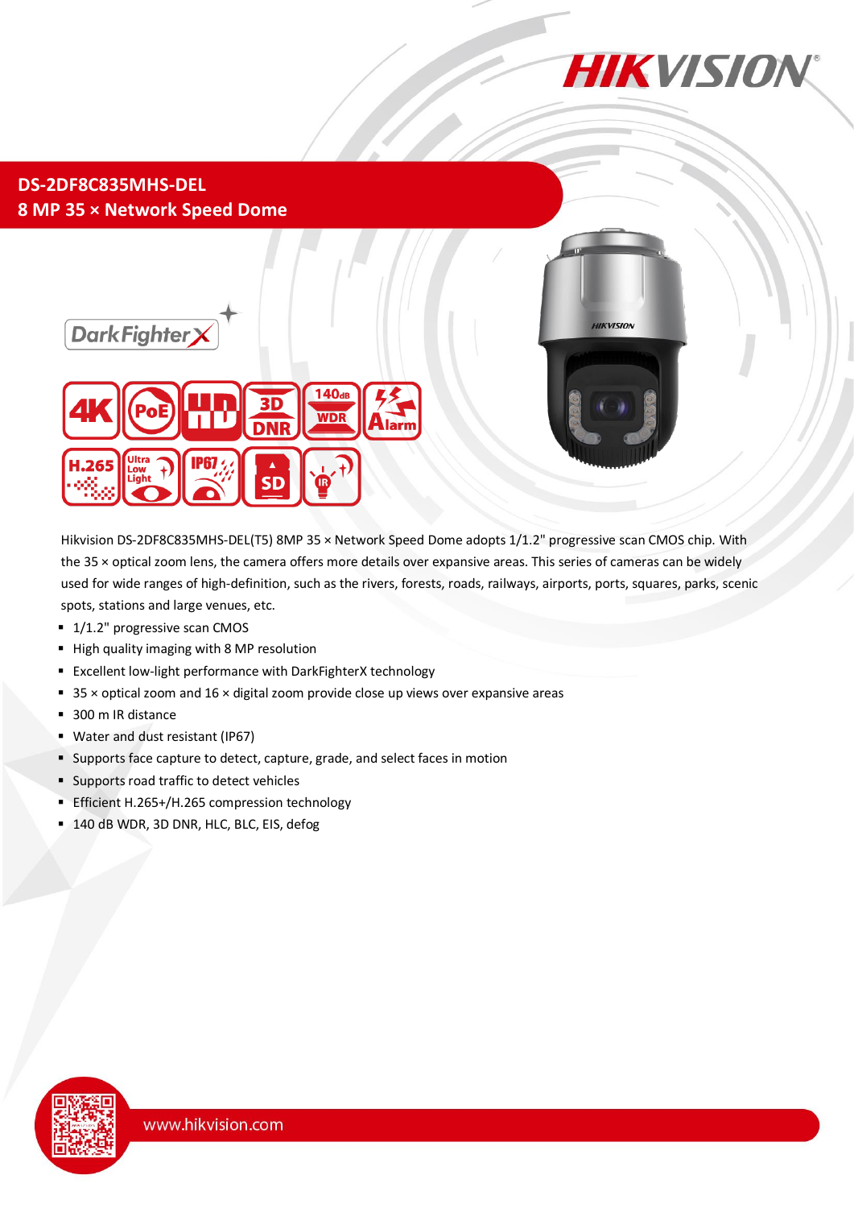# DS-2DF8C835MHS-DEL

## 8 MP 35 × Network Speed Dome

Hikvision DS-2DF8C835MHS-DEL(T5) 8MP 35 × Network Speed Dome adopts 1/1.2" progressive scan CMOS chip. With the 35 × optical zoom lens, the camera offers more details over expansive areas. This series of cameras can be widely used for wide ranges of high-definition, such as the rivers, forests, roads, railways, airports, ports, squares, parks, scenic spots, stations and large venues, etc.

- 1/1.2" progressive scan CMOS
- High quality imaging with 8 MP resolution
- Excellent low-light performance with DarkFighterX technology
- 35 × optical zoom and 16 × digital zoom provide close up views over expansive areas
- 300 m IR distance
- Water and dust resistant (IP67)
- Supports face capture to detect, capture, grade, and select faces in motion
- Supports road traffic to detect vehicles
- Efficient H.265+/H.265 compression technology
- 140 dB WDR, 3D DNR, HLC, BLC, EIS, defog

www.hikvision.com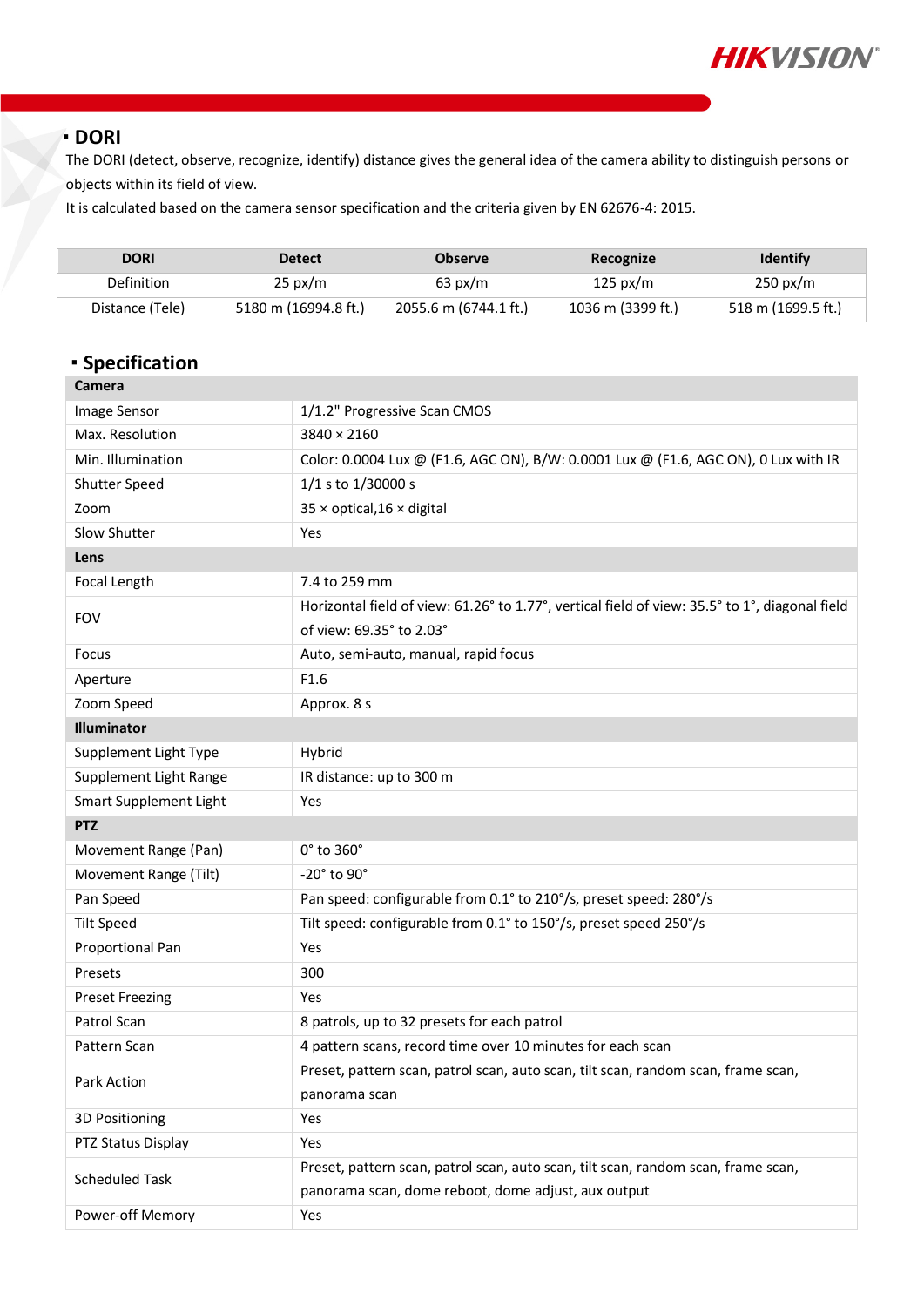## DORI

The DORI (detect, observe, recognize, identify) distance gives the general idea of the camera ability to distinguish persons or objects within its field of view.

It is calculated based on the camera sensor specification and the criteria given by EN 62676-4: 2015.

| DORI | Detect | Observe | Recognize | Identify |
|---|---|---|---|---|
| Definition | 25 px/m | 63 px/m | 125 px/m | 250 px/m |
| Distance (Tele) | 5180 m (16994.8 ft.) | 2055.6 m (6744.1 ft.) | 1036 m (3399 ft.) | 518 m (1699.5 ft.) |

## Specification

| **Camera** | |
|---|---|
| Image Sensor | 1/1.2" Progressive Scan CMOS |
| Max. Resolution | 3840 × 2160 |
| Min. Illumination | Color: 0.0004 Lux @ (F1.6, AGC ON), B/W: 0.0001 Lux @ (F1.6, AGC ON), 0 Lux with IR |
| Shutter Speed | 1/1 s to 1/30000 s |
| Zoom | 35 × optical,16 × digital |
| Slow Shutter | Yes |
| **Lens** | |
| Focal Length | 7.4 to 259 mm |
| FOV | Horizontal field of view: 61.26° to 1.77°, vertical field of view: 35.5° to 1°, diagonal field of view: 69.35° to 2.03° |
| Focus | Auto, semi-auto, manual, rapid focus |
| Aperture | F1.6 |
| Zoom Speed | Approx. 8 s |
| **Illuminator** | |
| Supplement Light Type | Hybrid |
| Supplement Light Range | IR distance: up to 300 m |
| Smart Supplement Light | Yes |
| **PTZ** | |
| Movement Range (Pan) | 0° to 360° |
| Movement Range (Tilt) | -20° to 90° |
| Pan Speed | Pan speed: configurable from 0.1° to 210°/s, preset speed: 280°/s |
| Tilt Speed | Tilt speed: configurable from 0.1° to 150°/s, preset speed 250°/s |
| Proportional Pan | Yes |
| Presets | 300 |
| Preset Freezing | Yes |
| Patrol Scan | 8 patrols, up to 32 presets for each patrol |
| Pattern Scan | 4 pattern scans, record time over 10 minutes for each scan |
| Park Action | Preset, pattern scan, patrol scan, auto scan, tilt scan, random scan, frame scan, panorama scan |
| 3D Positioning | Yes |
| PTZ Status Display | Yes |
| Scheduled Task | Preset, pattern scan, patrol scan, auto scan, tilt scan, random scan, frame scan, panorama scan, dome reboot, dome adjust, aux output |
| Power-off Memory | Yes |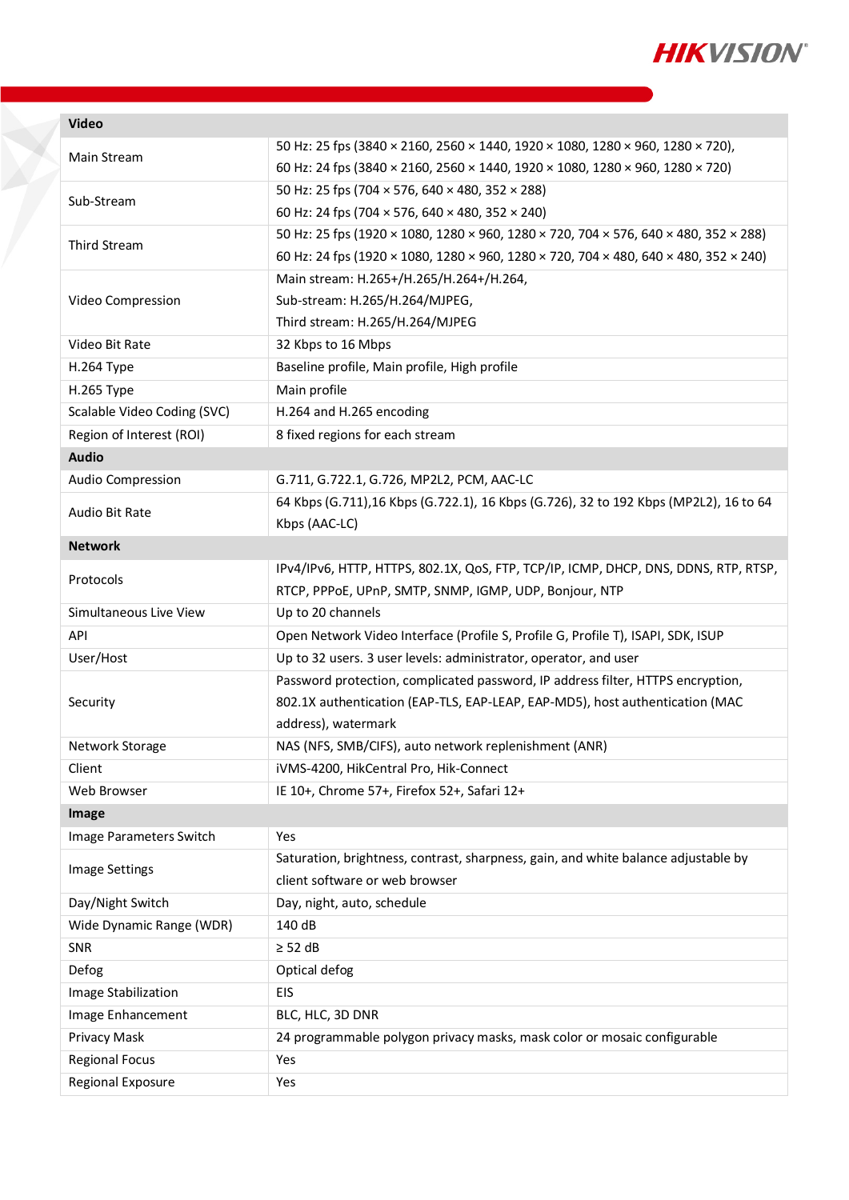| Video | |
|---|---|
| Main Stream | 50 Hz: 25 fps (3840 × 2160, 2560 × 1440, 1920 × 1080, 1280 × 960, 1280 × 720),<br>60 Hz: 24 fps (3840 × 2160, 2560 × 1440, 1920 × 1080, 1280 × 960, 1280 × 720) |
| Sub-Stream | 50 Hz: 25 fps (704 × 576, 640 × 480, 352 × 288)<br>60 Hz: 24 fps (704 × 576, 640 × 480, 352 × 240) |
| Third Stream | 50 Hz: 25 fps (1920 × 1080, 1280 × 960, 1280 × 720, 704 × 576, 640 × 480, 352 × 288)<br>60 Hz: 24 fps (1920 × 1080, 1280 × 960, 1280 × 720, 704 × 480, 640 × 480, 352 × 240) |
| Video Compression | Main stream: H.265+/H.265/H.264+/H.264,<br>Sub-stream: H.265/H.264/MJPEG,<br>Third stream: H.265/H.264/MJPEG |
| Video Bit Rate | 32 Kbps to 16 Mbps |
| H.264 Type | Baseline profile, Main profile, High profile |
| H.265 Type | Main profile |
| Scalable Video Coding (SVC) | H.264 and H.265 encoding |
| Region of Interest (ROI) | 8 fixed regions for each stream |
| **Audio** | |
| Audio Compression | G.711, G.722.1, G.726, MP2L2, PCM, AAC-LC |
| Audio Bit Rate | 64 Kbps (G.711),16 Kbps (G.722.1), 16 Kbps (G.726), 32 to 192 Kbps (MP2L2), 16 to 64 Kbps (AAC-LC) |
| **Network** | |
| Protocols | IPv4/IPv6, HTTP, HTTPS, 802.1X, QoS, FTP, TCP/IP, ICMP, DHCP, DNS, DDNS, RTP, RTSP, RTCP, PPPoE, UPnP, SMTP, SNMP, IGMP, UDP, Bonjour, NTP |
| Simultaneous Live View | Up to 20 channels |
| API | Open Network Video Interface (Profile S, Profile G, Profile T), ISAPI, SDK, ISUP |
| User/Host | Up to 32 users. 3 user levels: administrator, operator, and user |
| Security | Password protection, complicated password, IP address filter, HTTPS encryption, 802.1X authentication (EAP-TLS, EAP-LEAP, EAP-MD5), host authentication (MAC address), watermark |
| Network Storage | NAS (NFS, SMB/CIFS), auto network replenishment (ANR) |
| Client | iVMS-4200, HikCentral Pro, Hik-Connect |
| Web Browser | IE 10+, Chrome 57+, Firefox 52+, Safari 12+ |
| **Image** | |
| Image Parameters Switch | Yes |
| Image Settings | Saturation, brightness, contrast, sharpness, gain, and white balance adjustable by client software or web browser |
| Day/Night Switch | Day, night, auto, schedule |
| Wide Dynamic Range (WDR) | 140 dB |
| SNR | ≥ 52 dB |
| Defog | Optical defog |
| Image Stabilization | EIS |
| Image Enhancement | BLC, HLC, 3D DNR |
| Privacy Mask | 24 programmable polygon privacy masks, mask color or mosaic configurable |
| Regional Focus | Yes |
| Regional Exposure | Yes |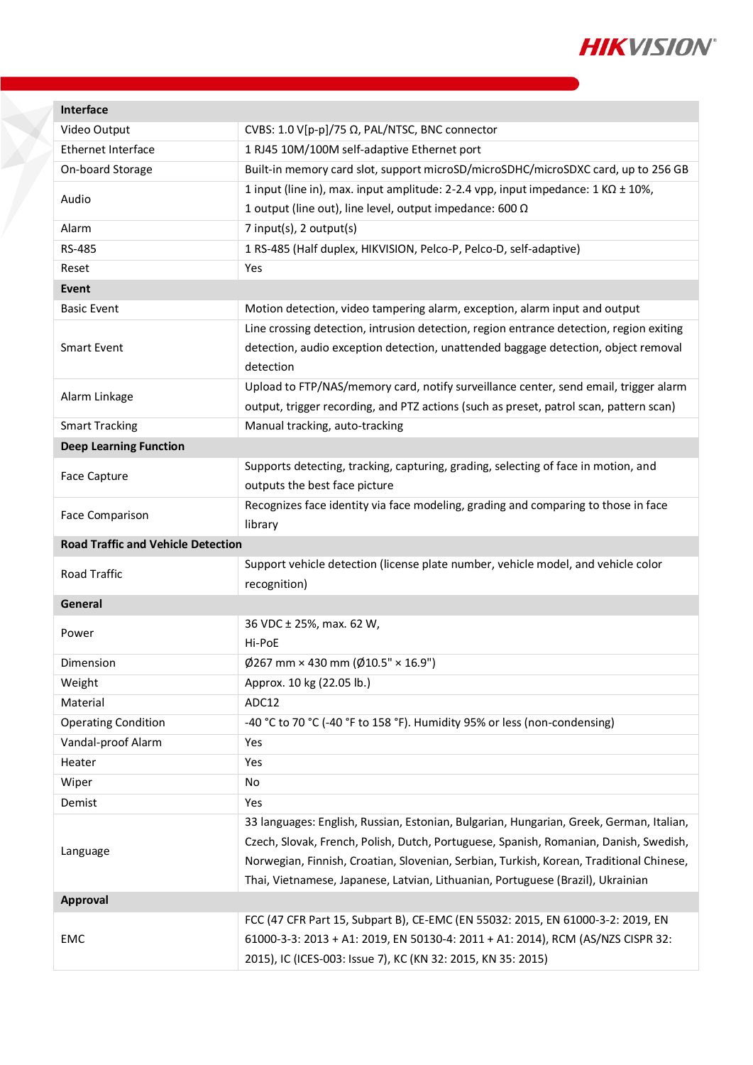| **Interface** | |
|---|---|
| Video Output | CVBS: 1.0 V[p-p]/75 Ω, PAL/NTSC, BNC connector |
| Ethernet Interface | 1 RJ45 10M/100M self-adaptive Ethernet port |
| On-board Storage | Built-in memory card slot, support microSD/microSDHC/microSDXC card, up to 256 GB |
| Audio | 1 input (line in), max. input amplitude: 2-2.4 vpp, input impedance: 1 KΩ ± 10%,<br>1 output (line out), line level, output impedance: 600 Ω |
| Alarm | 7 input(s), 2 output(s) |
| RS-485 | 1 RS-485 (Half duplex, HIKVISION, Pelco-P, Pelco-D, self-adaptive) |
| Reset | Yes |
| **Event** | |
| Basic Event | Motion detection, video tampering alarm, exception, alarm input and output |
| Smart Event | Line crossing detection, intrusion detection, region entrance detection, region exiting detection, audio exception detection, unattended baggage detection, object removal detection |
| Alarm Linkage | Upload to FTP/NAS/memory card, notify surveillance center, send email, trigger alarm output, trigger recording, and PTZ actions (such as preset, patrol scan, pattern scan) |
| Smart Tracking | Manual tracking, auto-tracking |
| **Deep Learning Function** | |
| Face Capture | Supports detecting, tracking, capturing, grading, selecting of face in motion, and outputs the best face picture |
| Face Comparison | Recognizes face identity via face modeling, grading and comparing to those in face library |
| **Road Traffic and Vehicle Detection** | |
| Road Traffic | Support vehicle detection (license plate number, vehicle model, and vehicle color recognition) |
| **General** | |
| Power | 36 VDC ± 25%, max. 62 W,<br>Hi-PoE |
| Dimension | Ø267 mm × 430 mm (Ø10.5" × 16.9") |
| Weight | Approx. 10 kg (22.05 lb.) |
| Material | ADC12 |
| Operating Condition | -40 °C to 70 °C (-40 °F to 158 °F). Humidity 95% or less (non-condensing) |
| Vandal-proof Alarm | Yes |
| Heater | Yes |
| Wiper | No |
| Demist | Yes |
| Language | 33 languages: English, Russian, Estonian, Bulgarian, Hungarian, Greek, German, Italian, Czech, Slovak, French, Polish, Dutch, Portuguese, Spanish, Romanian, Danish, Swedish, Norwegian, Finnish, Croatian, Slovenian, Serbian, Turkish, Korean, Traditional Chinese, Thai, Vietnamese, Japanese, Latvian, Lithuanian, Portuguese (Brazil), Ukrainian |
| **Approval** | |
| EMC | FCC (47 CFR Part 15, Subpart B), CE-EMC (EN 55032: 2015, EN 61000-3-2: 2019, EN 61000-3-3: 2013 + A1: 2019, EN 50130-4: 2011 + A1: 2014), RCM (AS/NZS CISPR 32: 2015), IC (ICES-003: Issue 7), KC (KN 32: 2015, KN 35: 2015) |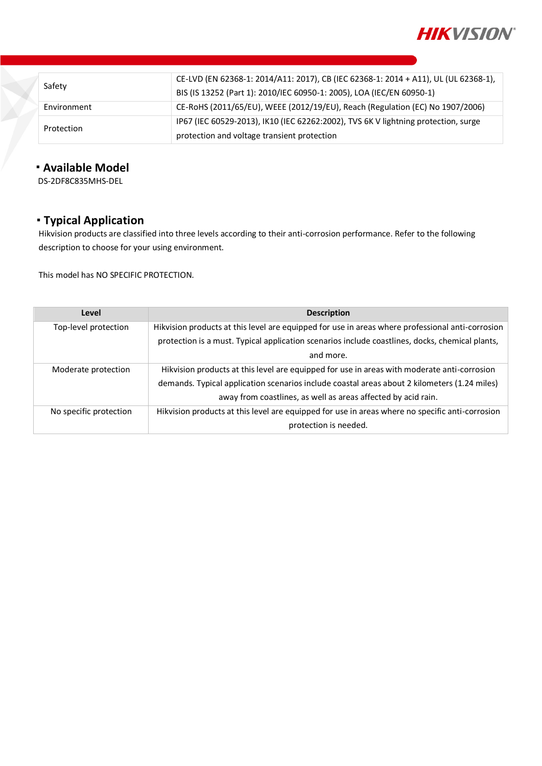| | |
|---|---|
| Safety | CE-LVD (EN 62368-1: 2014/A11: 2017), CB (IEC 62368-1: 2014 + A11), UL (UL 62368-1), BIS (IS 13252 (Part 1): 2010/IEC 60950-1: 2005), LOA (IEC/EN 60950-1) |
| Environment | CE-RoHS (2011/65/EU), WEEE (2012/19/EU), Reach (Regulation (EC) No 1907/2006) |
| Protection | IP67 (IEC 60529-2013), IK10 (IEC 62262:2002), TVS 6K V lightning protection, surge protection and voltage transient protection |

## Available Model

DS-2DF8C835MHS-DEL

## Typical Application

Hikvision products are classified into three levels according to their anti-corrosion performance. Refer to the following description to choose for your using environment.

This model has NO SPECIFIC PROTECTION.

| Level | Description |
|---|---|
| Top-level protection | Hikvision products at this level are equipped for use in areas where professional anti-corrosion protection is a must. Typical application scenarios include coastlines, docks, chemical plants, and more. |
| Moderate protection | Hikvision products at this level are equipped for use in areas with moderate anti-corrosion demands. Typical application scenarios include coastal areas about 2 kilometers (1.24 miles) away from coastlines, as well as areas affected by acid rain. |
| No specific protection | Hikvision products at this level are equipped for use in areas where no specific anti-corrosion protection is needed. |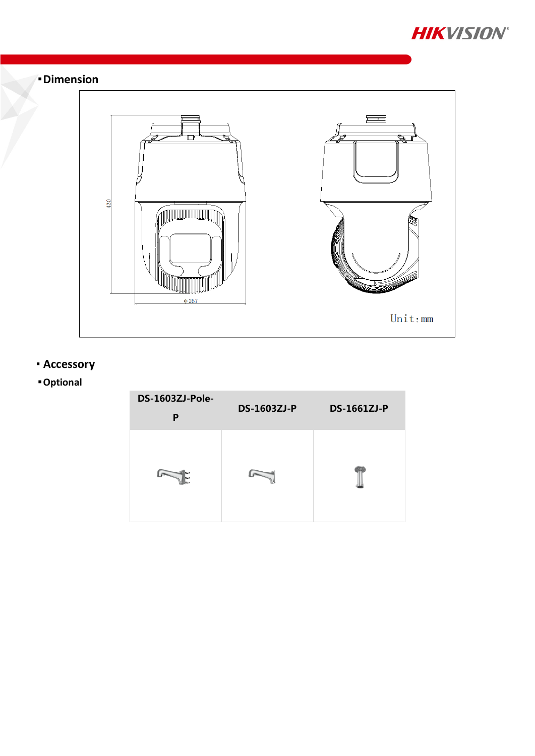## Dimension

430

Φ267

Unit: mm

## Accessory

### Optional

| DS-1603ZJ-Pole-P | DS-1603ZJ-P | DS-1661ZJ-P |
|---|---|---|
| | | |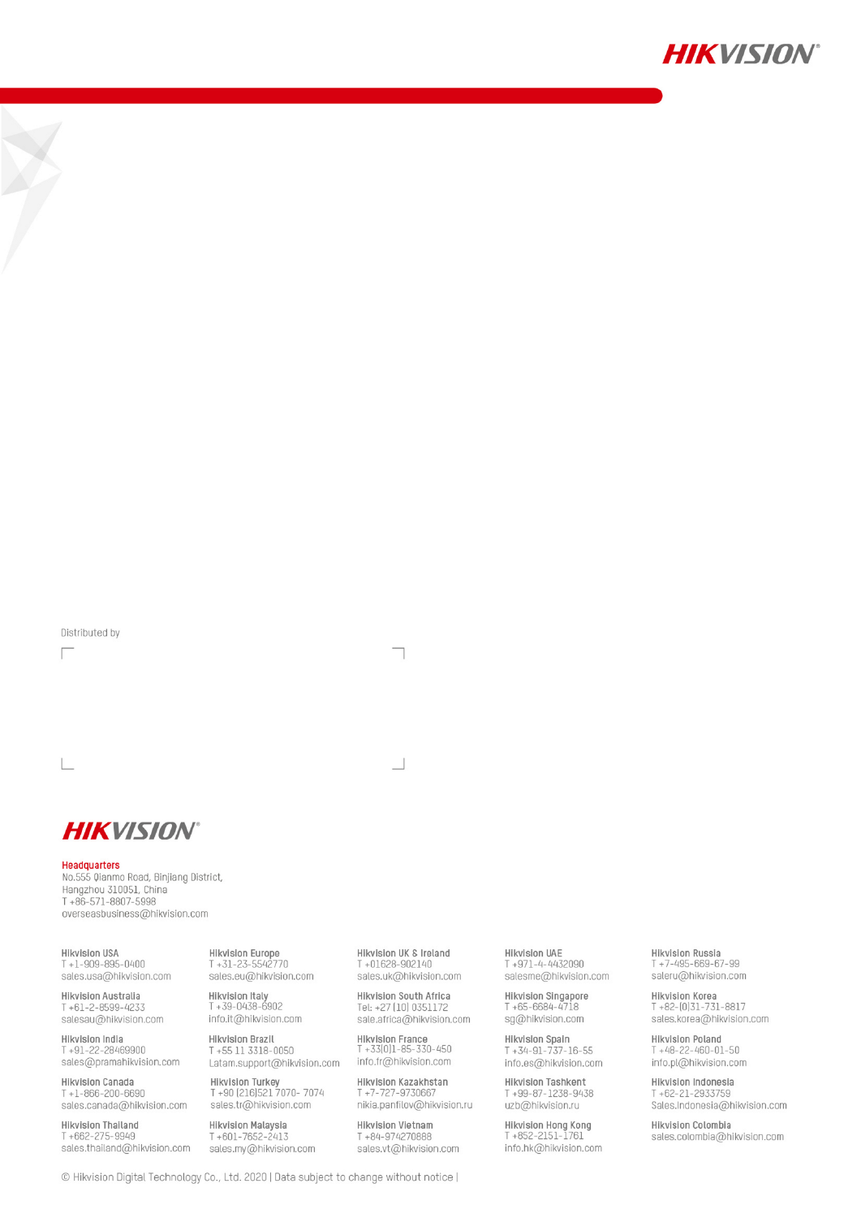Distributed by

**HIKVISION**

**Headquarters**
No.555 Qianmo Road, Binjiang District,
Hangzhou 310051, China
T +86-571-8807-5998
overseasbusiness@hikvision.com

**Hikvision USA**
T +1-909-895-0400
sales.usa@hikvision.com

**Hikvision Australia**
T +61-2-8599-4233
salesau@hikvision.com

**Hikvision India**
T +91-22-28469900
sales@pramahikvision.com

**Hikvision Canada**
T +1-866-200-6690
sales.canada@hikvision.com

**Hikvision Thailand**
T +662-275-9949
sales.thailand@hikvision.com

**Hikvision Europe**
T +31-23-5542770
sales.eu@hikvision.com

**Hikvision Italy**
T +39-0438-6902
info.it@hikvision.com

**Hikvision Brazil**
T +55 11 3318-0050
Latam.support@hikvision.com

**Hikvision Turkey**
T +90 (216)521 7070- 7074
sales.tr@hikvision.com

**Hikvision Malaysia**
T +601-7652-2413
sales.my@hikvision.com

**Hikvision UK & Ireland**
T +01628-902140
sales.uk@hikvision.com

**Hikvision South Africa**
Tel: +27 (10) 0351172
sale.africa@hikvision.com

**Hikvision France**
T +33(0)1-85-330-450
info.fr@hikvision.com

**Hikvision Kazakhstan**
T +7-727-9730667
nikia.panfilov@hikvision.ru

**Hikvision Vietnam**
T +84-974270888
sales.vt@hikvision.com

**Hikvision UAE**
T +971-4-4432090
salesme@hikvision.com

**Hikvision Singapore**
T +65-6684-4718
sg@hikvision.com

**Hikvision Spain**
T +34-91-737-16-55
info.es@hikvision.com

**Hikvision Tashkent**
T +99-87-1238-9438
uzb@hikvision.ru

**Hikvision Hong Kong**
T +852-2151-1761
info.hk@hikvision.com

**Hikvision Russia**
T +7-495-669-67-99
saleru@hikvision.com

**Hikvision Korea**
T +82-(0)31-731-8817
sales.korea@hikvision.com

**Hikvision Poland**
T +48-22-460-01-50
info.pl@hikvision.com

**Hikvision Indonesia**
T +62-21-2933759
Sales.Indonesia@hikvision.com

**Hikvision Colombia**
sales.colombia@hikvision.com

© Hikvision Digital Technology Co., Ltd. 2020 | Data subject to change without notice |